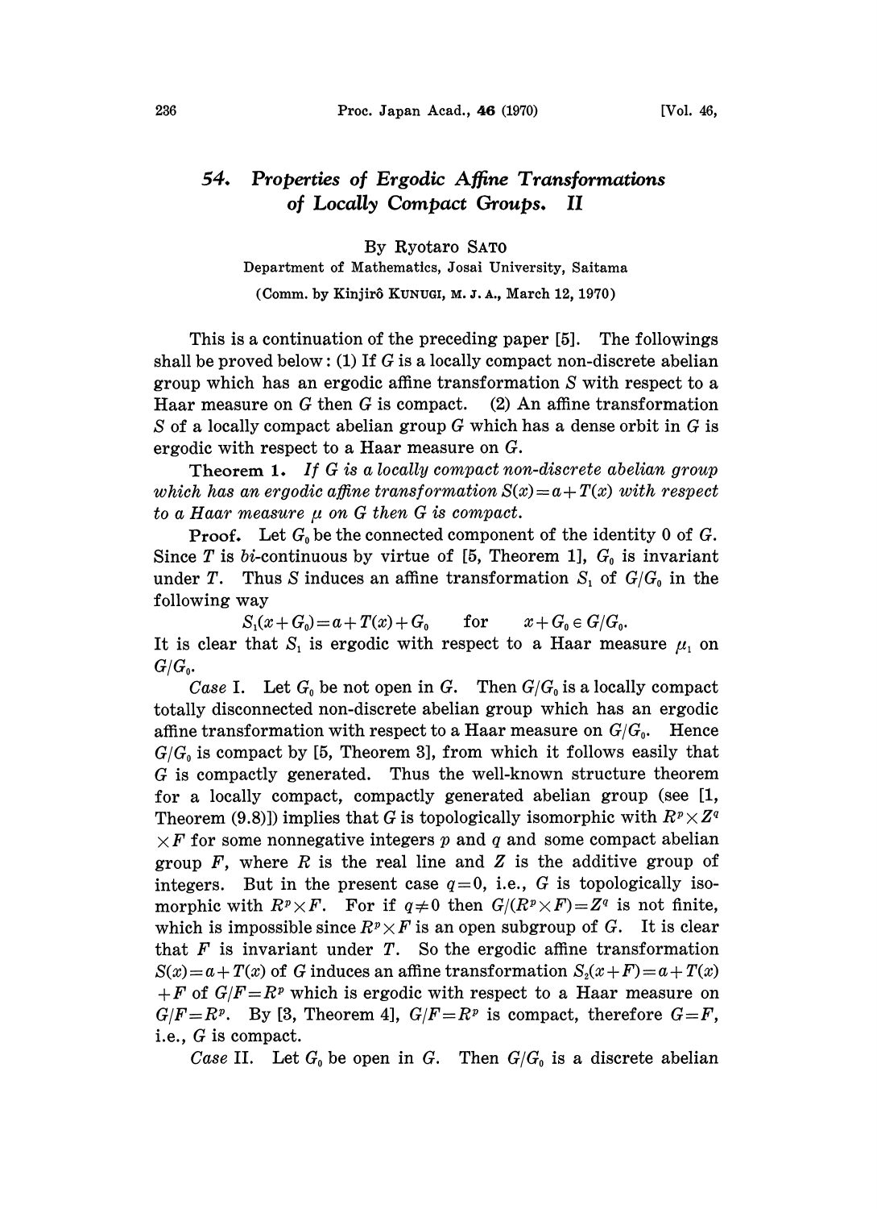# 54. *Properties of Ergodic Affine Transformations of Locally Compact Groups. II*

By Ryotaro SATO

Department of Mathematics, Josai University, Saitama

(Comm. by Kinjirô KUNUGI, M. J. A., March 12, 1970)

This is a continuation of the preceding paper [5]. The followings shall be proved below: (1) If $G$ is a locally compact non-discrete abelian group which has an ergodic affine transformation $S$ with respect to a Haar measure on $G$ then $G$ is compact. (2) An affine transformation $S$ of a locally compact abelian group $G$ which has a dense orbit in $G$ is ergodic with respect to a Haar measure on $G$.

**Theorem 1.** *If $G$ is a locally compact non-discrete abelian group which has an ergodic affine transformation $S(x)=a+T(x)$ with respect to a Haar measure $\mu$ on $G$ then $G$ is compact.*

**Proof.** Let $G_0$ be the connected component of the identity 0 of $G$. Since $T$ is *bi*-continuous by virtue of [5, Theorem 1], $G_0$ is invariant under $T$. Thus $S$ induces an affine transformation $S_1$ of $G/G_0$ in the following way

$$S_1(x+G_0)=a+T(x)+G_0 \qquad \text{for} \qquad x+G_0 \in G/G_0.$$

It is clear that $S_1$ is ergodic with respect to a Haar measure $\mu_1$ on $G/G_0$.

*Case* I. Let $G_0$ be not open in $G$. Then $G/G_0$ is a locally compact totally disconnected non-discrete abelian group which has an ergodic affine transformation with respect to a Haar measure on $G/G_0$. Hence $G/G_0$ is compact by [5, Theorem 3], from which it follows easily that $G$ is compactly generated. Thus the well-known structure theorem for a locally compact, compactly generated abelian group (see [1, Theorem (9.8)]) implies that $G$ is topologically isomorphic with $R^p \times Z^q \times F$ for some nonnegative integers $p$ and $q$ and some compact abelian group $F$, where $R$ is the real line and $Z$ is the additive group of integers. But in the present case $q=0$, i.e., $G$ is topologically isomorphic with $R^p \times F$. For if $q \neq 0$ then $G/(R^p \times F)=Z^q$ is not finite, which is impossible since $R^p \times F$ is an open subgroup of $G$. It is clear that $F$ is invariant under $T$. So the ergodic affine transformation $S(x)=a+T(x)$ of $G$ induces an affine transformation $S_2(x+F)=a+T(x)+F$ of $G/F=R^p$ which is ergodic with respect to a Haar measure on $G/F=R^p$. By [3, Theorem 4], $G/F=R^p$ is compact, therefore $G=F$, i.e., $G$ is compact.

*Case* II. Let $G_0$ be open in $G$. Then $G/G_0$ is a discrete abelian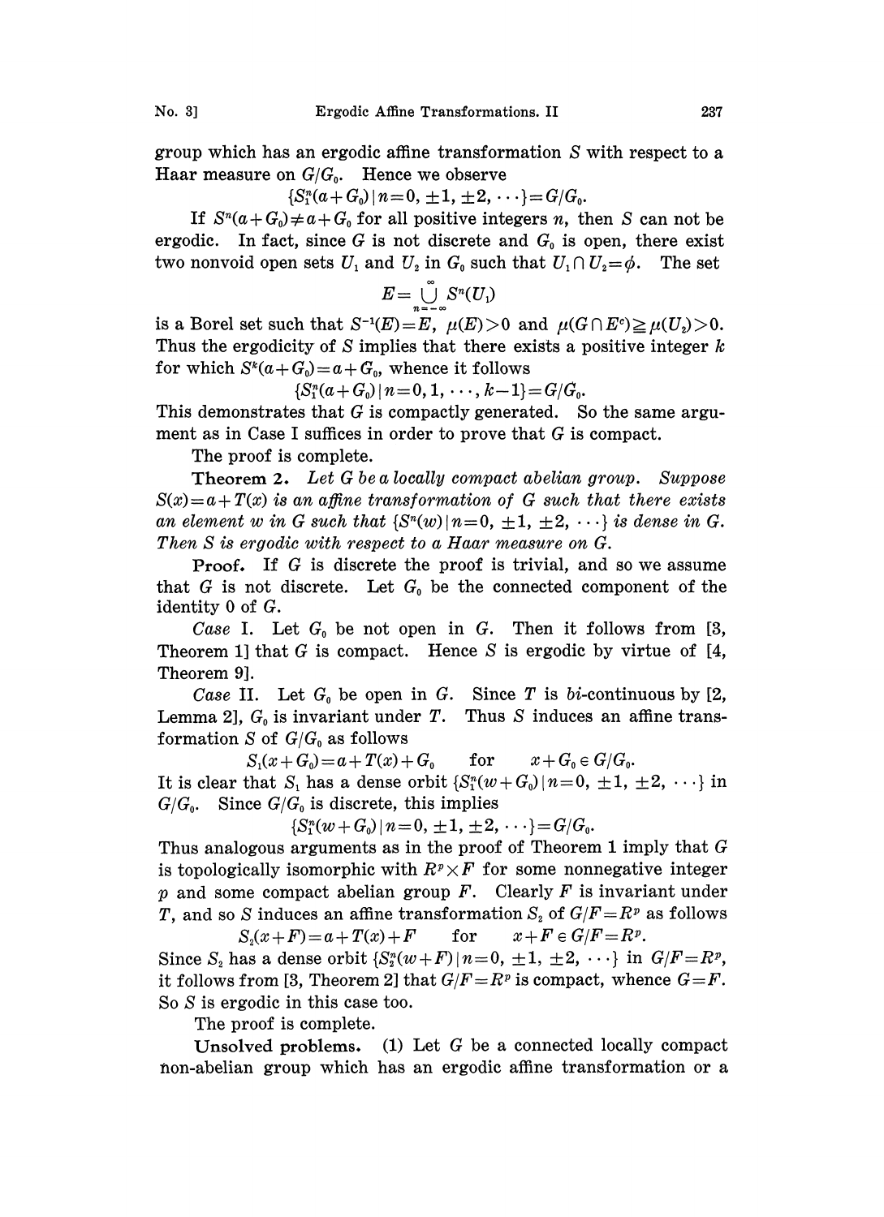group which has an ergodic affine transformation $S$ with respect to a Haar measure on $G/G_0$. Hence we observe

$$\{S_1^n(a+G_0) \mid n=0, \pm 1, \pm 2, \cdots\}=G/G_0.$$

If $S^n(a+G_0) \neq a+G_0$ for all positive integers $n$, then $S$ can not be ergodic. In fact, since $G$ is not discrete and $G_0$ is open, there exist two nonvoid open sets $U_1$ and $U_2$ in $G_0$ such that $U_1 \cap U_2 = \phi$. The set

$$E=\bigcup_{n=-\infty}^{\infty} S^n(U_1)$$

is a Borel set such that $S^{-1}(E)=E$, $\mu(E)>0$ and $\mu(G \cap E^c) \geqq \mu(U_2)>0$. Thus the ergodicity of $S$ implies that there exists a positive integer $k$ for which $S^k(a+G_0)=a+G_0$, whence it follows

$$\{S_1^n(a+G_0) \mid n=0, 1, \cdots, k-1\}=G/G_0.$$

This demonstrates that $G$ is compactly generated. So the same argument as in Case I suffices in order to prove that $G$ is compact.

The proof is complete.

**Theorem 2.** *Let $G$ be a locally compact abelian group. Suppose $S(x)=a+T(x)$ is an affine transformation of $G$ such that there exists an element $w$ in $G$ such that $\{S^n(w) \mid n=0, \pm 1, \pm 2, \cdots\}$ is dense in $G$. Then $S$ is ergodic with respect to a Haar measure on $G$.*

**Proof.** If $G$ is discrete the proof is trivial, and so we assume that $G$ is not discrete. Let $G_0$ be the connected component of the identity $0$ of $G$.

*Case* I. Let $G_0$ be not open in $G$. Then it follows from [3, Theorem 1] that $G$ is compact. Hence $S$ is ergodic by virtue of [4, Theorem 9].

*Case* II. Let $G_0$ be open in $G$. Since $T$ is *bi*-continuous by [2, Lemma 2], $G_0$ is invariant under $T$. Thus $S$ induces an affine transformation $S$ of $G/G_0$ as follows

$$S_1(x+G_0)=a+T(x)+G_0 \quad \text{for} \quad x+G_0 \in G/G_0.$$

It is clear that $S_1$ has a dense orbit $\{S_1^n(w+G_0) \mid n=0, \pm 1, \pm 2, \cdots\}$ in $G/G_0$. Since $G/G_0$ is discrete, this implies

$$\{S_1^n(w+G_0) \mid n=0, \pm 1, \pm 2, \cdots\}=G/G_0.$$

Thus analogous arguments as in the proof of Theorem 1 imply that $G$ is topologically isomorphic with $R^p \times F$ for some nonnegative integer $p$ and some compact abelian group $F$. Clearly $F$ is invariant under $T$, and so $S$ induces an affine transformation $S_2$ of $G/F=R^p$ as follows

$$S_2(x+F)=a+T(x)+F \quad \text{for} \quad x+F \in G/F=R^p.$$

Since $S_2$ has a dense orbit $\{S_2^n(w+F) \mid n=0, \pm 1, \pm 2, \cdots\}$ in $G/F=R^p$, it follows from [3, Theorem 2] that $G/F=R^p$ is compact, whence $G=F$. So $S$ is ergodic in this case too.

The proof is complete.

**Unsolved problems.** (1) Let $G$ be a connected locally compact non-abelian group which has an ergodic affine transformation or a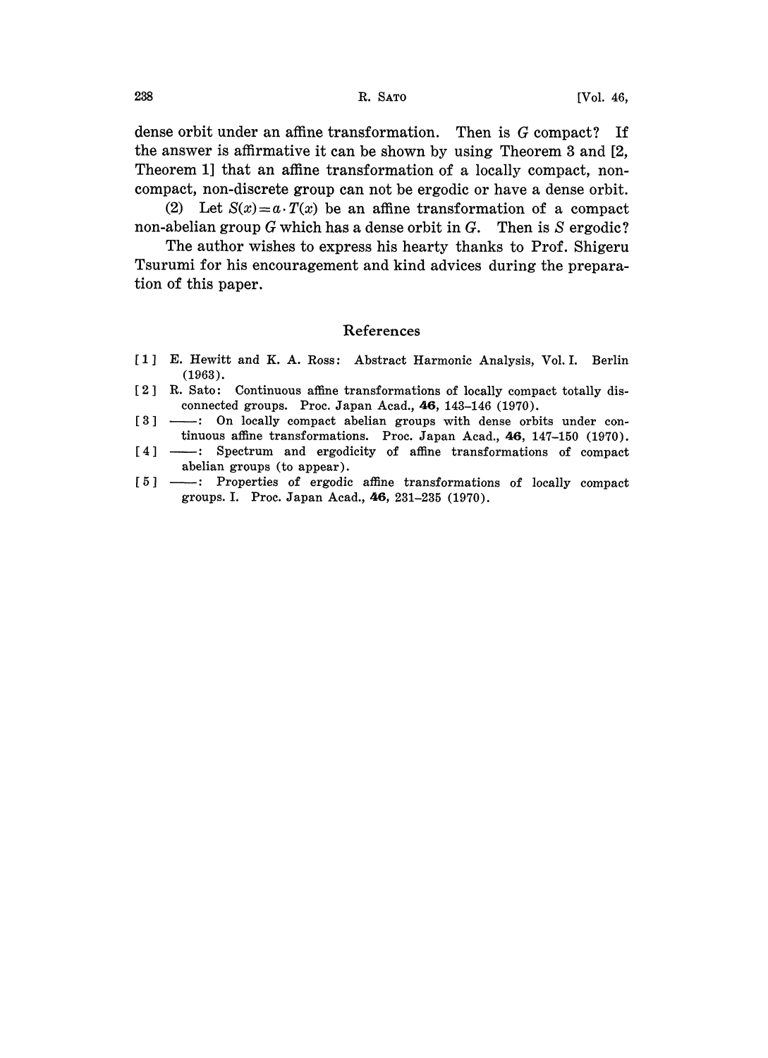dense orbit under an affine transformation. Then is $G$ compact? If the answer is affirmative it can be shown by using Theorem 3 and [2, Theorem 1] that an affine transformation of a locally compact, non-compact, non-discrete group can not be ergodic or have a dense orbit.

(2) Let $S(x)=a\cdot T(x)$ be an affine transformation of a compact non-abelian group $G$ which has a dense orbit in $G$. Then is $S$ ergodic?

The author wishes to express his hearty thanks to Prof. Shigeru Tsurumi for his encouragement and kind advices during the preparation of this paper.

## References

[1] E. Hewitt and K. A. Ross: Abstract Harmonic Analysis, Vol. I. Berlin (1963).

[2] R. Sato: Continuous affine transformations of locally compact totally disconnected groups. Proc. Japan Acad., **46**, 143–146 (1970).

[3] ——: On locally compact abelian groups with dense orbits under continuous affine transformations. Proc. Japan Acad., **46**, 147–150 (1970).

[4] ——: Spectrum and ergodicity of affine transformations of compact abelian groups (to appear).

[5] ——: Properties of ergodic affine transformations of locally compact groups. I. Proc. Japan Acad., **46**, 231–235 (1970).